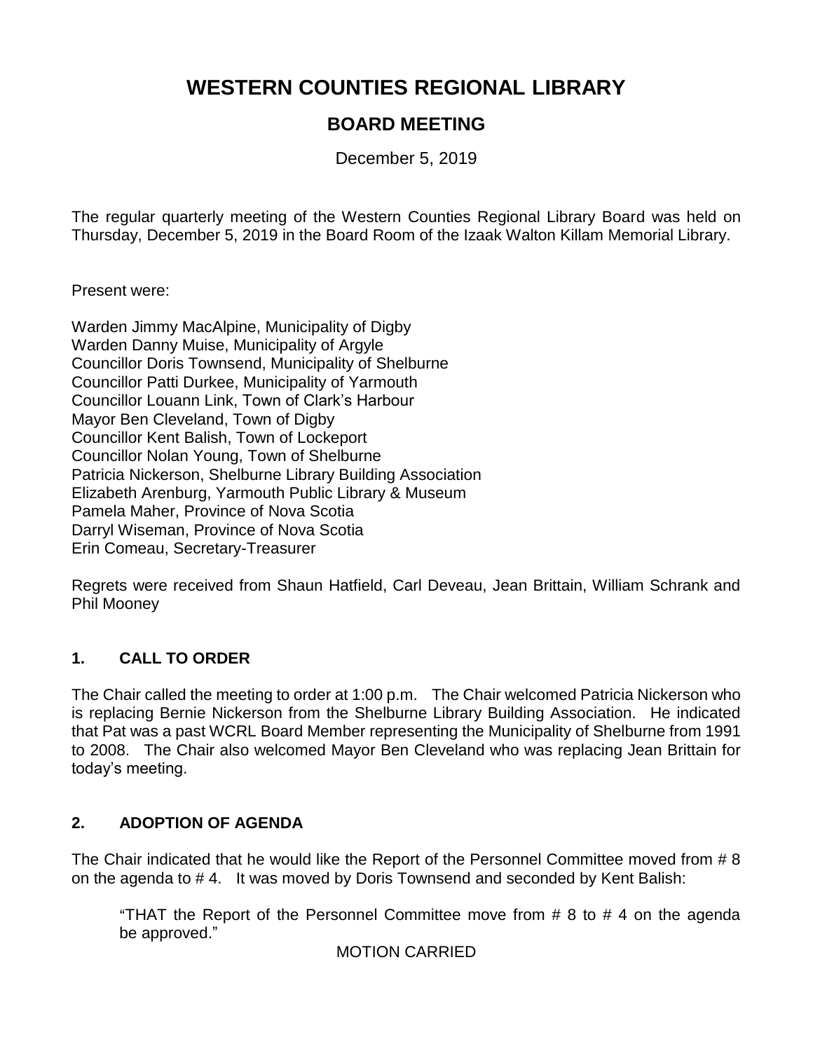# WESTERN COUNTIES REGIONAL LIBRARY

## BOARD MEETING

December 5, 2019

The regular quarterly meeting of the Western Counties Regional Library Board was held on Thursday, December 5, 2019 in the Board Room of the Izaak Walton Killam Memorial Library.

Present were:

Warden Jimmy MacAlpine, Municipality of Digby
Warden Danny Muise, Municipality of Argyle
Councillor Doris Townsend, Municipality of Shelburne
Councillor Patti Durkee, Municipality of Yarmouth
Councillor Louann Link, Town of Clark's Harbour
Mayor Ben Cleveland, Town of Digby
Councillor Kent Balish, Town of Lockeport
Councillor Nolan Young, Town of Shelburne
Patricia Nickerson, Shelburne Library Building Association
Elizabeth Arenburg, Yarmouth Public Library & Museum
Pamela Maher, Province of Nova Scotia
Darryl Wiseman, Province of Nova Scotia
Erin Comeau, Secretary-Treasurer

Regrets were received from Shaun Hatfield, Carl Deveau, Jean Brittain, William Schrank and Phil Mooney

### 1. CALL TO ORDER

The Chair called the meeting to order at 1:00 p.m. The Chair welcomed Patricia Nickerson who is replacing Bernie Nickerson from the Shelburne Library Building Association. He indicated that Pat was a past WCRL Board Member representing the Municipality of Shelburne from 1991 to 2008. The Chair also welcomed Mayor Ben Cleveland who was replacing Jean Brittain for today's meeting.

### 2. ADOPTION OF AGENDA

The Chair indicated that he would like the Report of the Personnel Committee moved from # 8 on the agenda to # 4. It was moved by Doris Townsend and seconded by Kent Balish:

> "THAT the Report of the Personnel Committee move from # 8 to # 4 on the agenda be approved."

MOTION CARRIED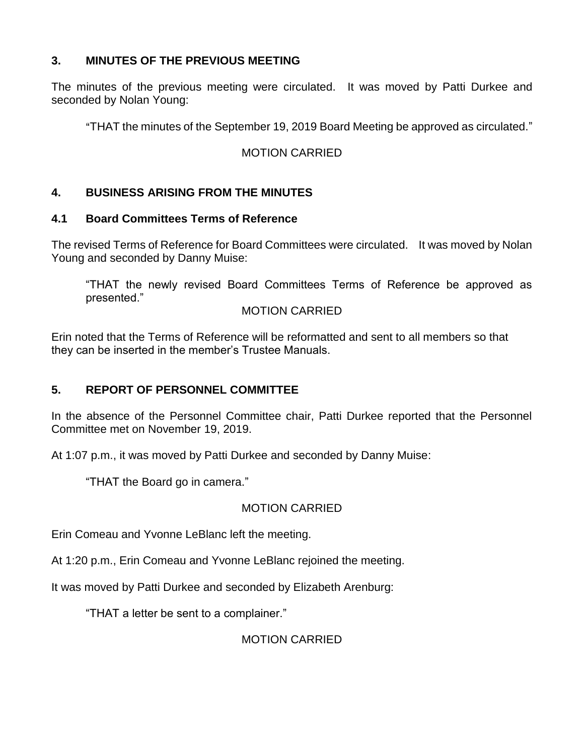## 3. MINUTES OF THE PREVIOUS MEETING

The minutes of the previous meeting were circulated. It was moved by Patti Durkee and seconded by Nolan Young:

> "THAT the minutes of the September 19, 2019 Board Meeting be approved as circulated."

MOTION CARRIED

## 4. BUSINESS ARISING FROM THE MINUTES

### 4.1 Board Committees Terms of Reference

The revised Terms of Reference for Board Committees were circulated. It was moved by Nolan Young and seconded by Danny Muise:

> "THAT the newly revised Board Committees Terms of Reference be approved as presented."

MOTION CARRIED

Erin noted that the Terms of Reference will be reformatted and sent to all members so that they can be inserted in the member's Trustee Manuals.

## 5. REPORT OF PERSONNEL COMMITTEE

In the absence of the Personnel Committee chair, Patti Durkee reported that the Personnel Committee met on November 19, 2019.

At 1:07 p.m., it was moved by Patti Durkee and seconded by Danny Muise:

> "THAT the Board go in camera."

MOTION CARRIED

Erin Comeau and Yvonne LeBlanc left the meeting.

At 1:20 p.m., Erin Comeau and Yvonne LeBlanc rejoined the meeting.

It was moved by Patti Durkee and seconded by Elizabeth Arenburg:

> "THAT a letter be sent to a complainer."

MOTION CARRIED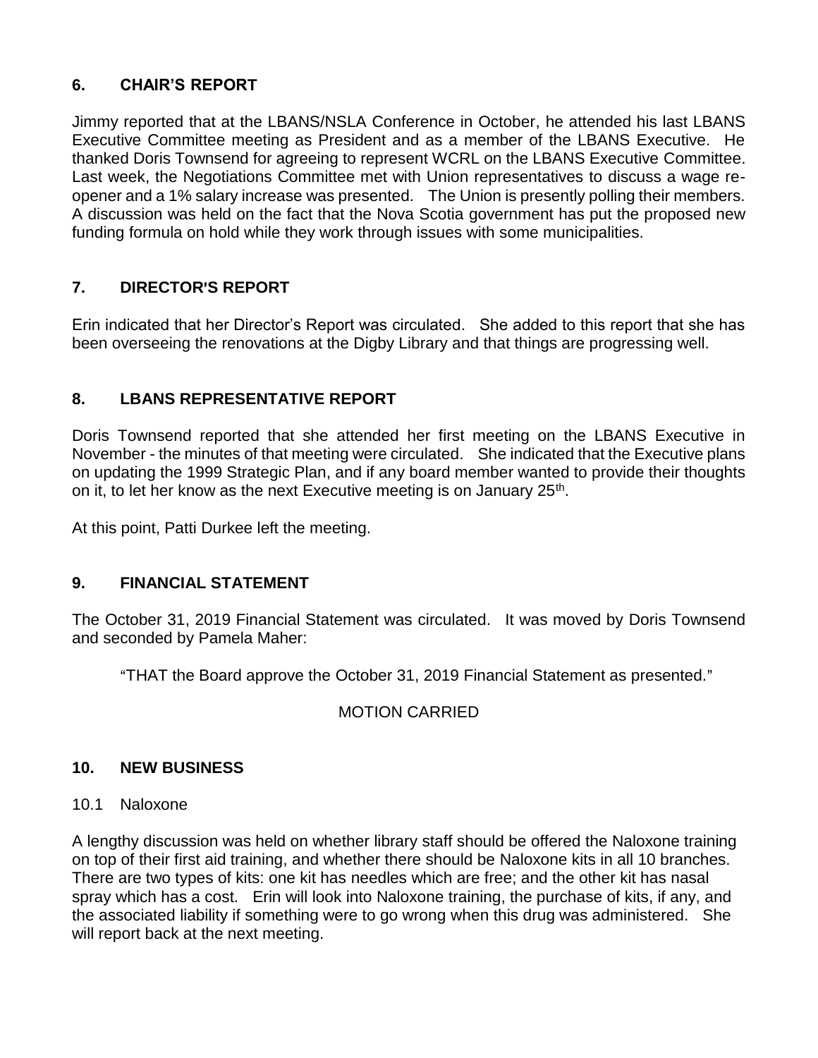## 6. CHAIR'S REPORT

Jimmy reported that at the LBANS/NSLA Conference in October, he attended his last LBANS Executive Committee meeting as President and as a member of the LBANS Executive. He thanked Doris Townsend for agreeing to represent WCRL on the LBANS Executive Committee. Last week, the Negotiations Committee met with Union representatives to discuss a wage re-opener and a 1% salary increase was presented. The Union is presently polling their members. A discussion was held on the fact that the Nova Scotia government has put the proposed new funding formula on hold while they work through issues with some municipalities.

## 7. DIRECTOR'S REPORT

Erin indicated that her Director's Report was circulated. She added to this report that she has been overseeing the renovations at the Digby Library and that things are progressing well.

## 8. LBANS REPRESENTATIVE REPORT

Doris Townsend reported that she attended her first meeting on the LBANS Executive in November - the minutes of that meeting were circulated. She indicated that the Executive plans on updating the 1999 Strategic Plan, and if any board member wanted to provide their thoughts on it, to let her know as the next Executive meeting is on January 25th.

At this point, Patti Durkee left the meeting.

## 9. FINANCIAL STATEMENT

The October 31, 2019 Financial Statement was circulated. It was moved by Doris Townsend and seconded by Pamela Maher:

"THAT the Board approve the October 31, 2019 Financial Statement as presented."

MOTION CARRIED

## 10. NEW BUSINESS

10.1 Naloxone

A lengthy discussion was held on whether library staff should be offered the Naloxone training on top of their first aid training, and whether there should be Naloxone kits in all 10 branches. There are two types of kits: one kit has needles which are free; and the other kit has nasal spray which has a cost. Erin will look into Naloxone training, the purchase of kits, if any, and the associated liability if something were to go wrong when this drug was administered. She will report back at the next meeting.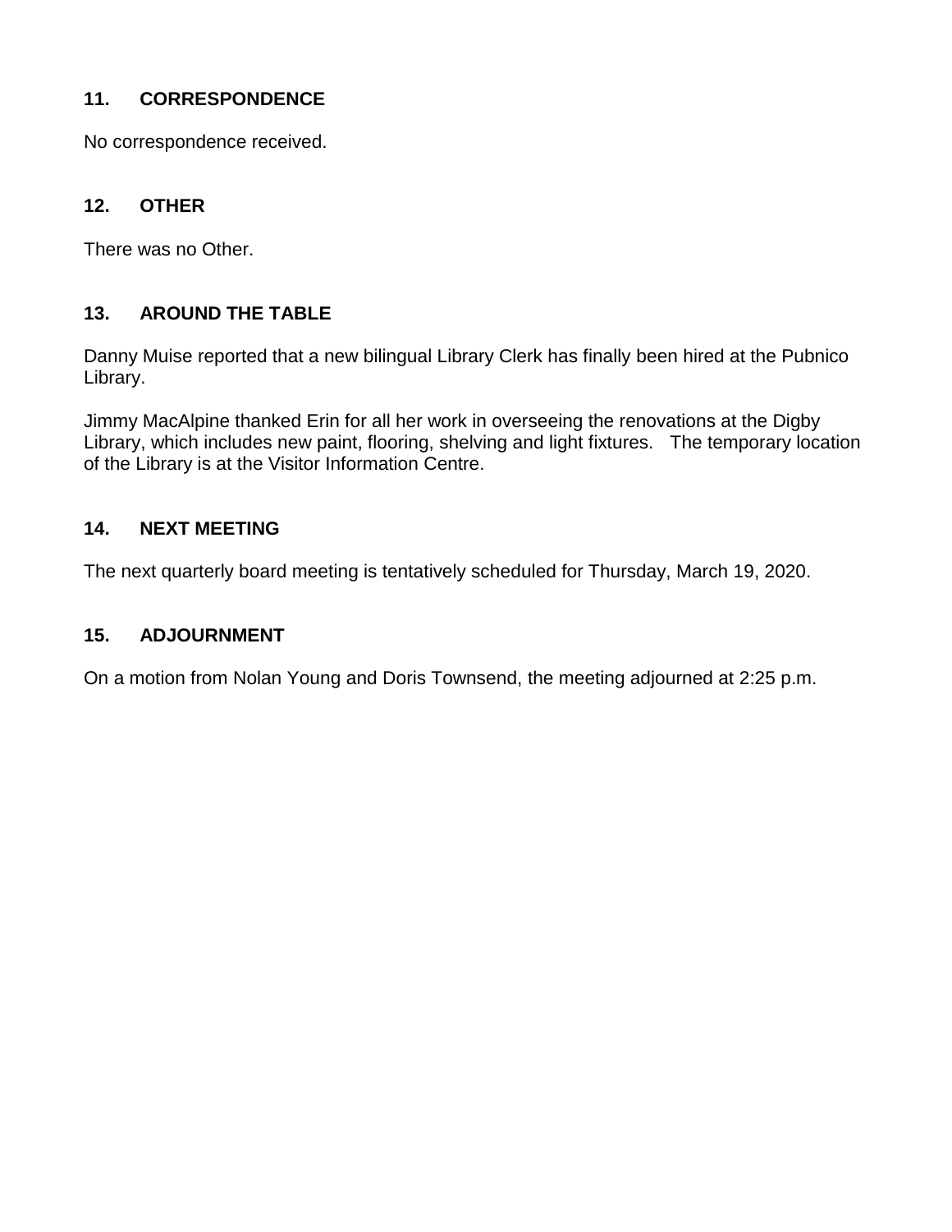## 11. CORRESPONDENCE

No correspondence received.

## 12. OTHER

There was no Other.

## 13. AROUND THE TABLE

Danny Muise reported that a new bilingual Library Clerk has finally been hired at the Pubnico Library.

Jimmy MacAlpine thanked Erin for all her work in overseeing the renovations at the Digby Library, which includes new paint, flooring, shelving and light fixtures. The temporary location of the Library is at the Visitor Information Centre.

## 14. NEXT MEETING

The next quarterly board meeting is tentatively scheduled for Thursday, March 19, 2020.

## 15. ADJOURNMENT

On a motion from Nolan Young and Doris Townsend, the meeting adjourned at 2:25 p.m.